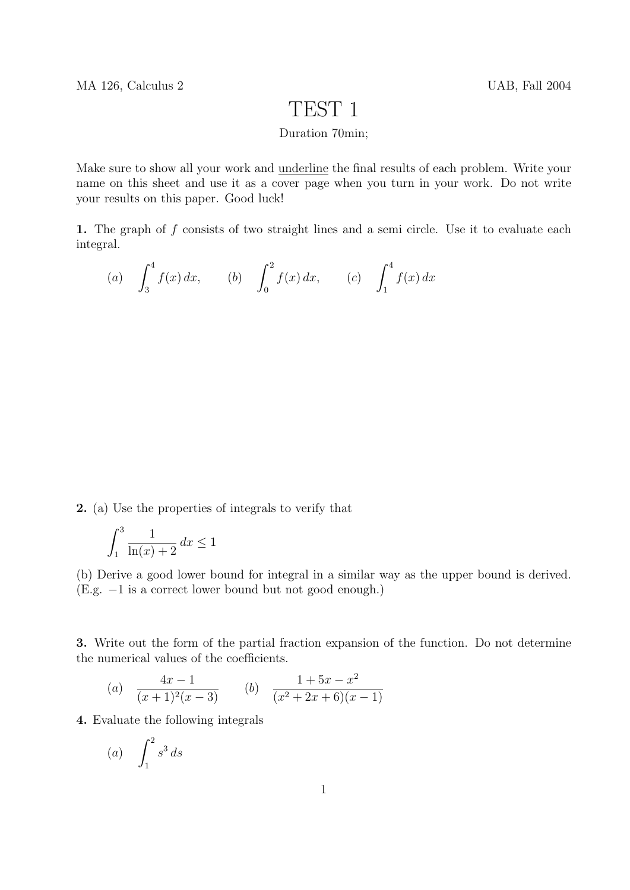MA 126, Calculus 2 UAB, Fall 2004

# TEST 1

Duration 70min;

Make sure to show all your work and underline the final results of each problem. Write your name on this sheet and use it as a cover page when you turn in your work. Do not write your results on this paper. Good luck!

**1.** The graph of $f$ consists of two straight lines and a semi circle. Use it to evaluate each integral.

$$(a) \quad \int_3^4 f(x)\,dx, \qquad (b) \quad \int_0^2 f(x)\,dx, \qquad (c) \quad \int_1^4 f(x)\,dx$$

**2.** (a) Use the properties of integrals to verify that

$$\int_1^3 \frac{1}{\ln(x)+2}\,dx \leq 1$$

(b) Derive a good lower bound for integral in a similar way as the upper bound is derived. (E.g. $-1$ is a correct lower bound but not good enough.)

**3.** Write out the form of the partial fraction expansion of the function. Do not determine the numerical values of the coefficients.

$$(a) \quad \frac{4x-1}{(x+1)^2(x-3)} \qquad (b) \quad \frac{1+5x-x^2}{(x^2+2x+6)(x-1)}$$

**4.** Evaluate the following integrals

$$(a) \quad \int_1^2 s^3\,ds$$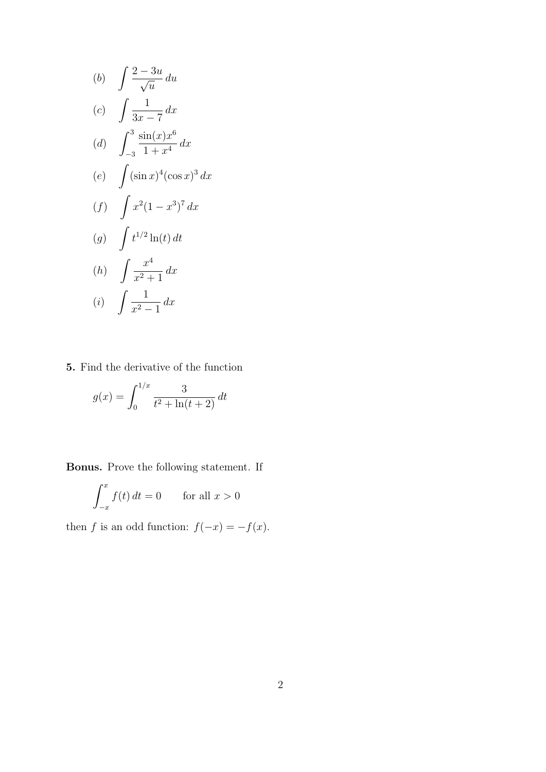(b) $\displaystyle \int \frac{2-3u}{\sqrt{u}}\,du$

(c) $\displaystyle \int \frac{1}{3x-7}\,dx$

(d) $\displaystyle \int_{-3}^{3} \frac{\sin(x)x^6}{1+x^4}\,dx$

(e) $\displaystyle \int (\sin x)^4(\cos x)^3\,dx$

(f) $\displaystyle \int x^2(1-x^3)^7\,dx$

(g) $\displaystyle \int t^{1/2}\ln(t)\,dt$

(h) $\displaystyle \int \frac{x^4}{x^2+1}\,dx$

(i) $\displaystyle \int \frac{1}{x^2-1}\,dx$

**5.** Find the derivative of the function

$$g(x) = \int_0^{1/x} \frac{3}{t^2+\ln(t+2)}\,dt$$

**Bonus.** Prove the following statement. If

$$\int_{-x}^{x} f(t)\,dt = 0 \qquad \text{for all } x > 0$$

then $f$ is an odd function: $f(-x) = -f(x)$.